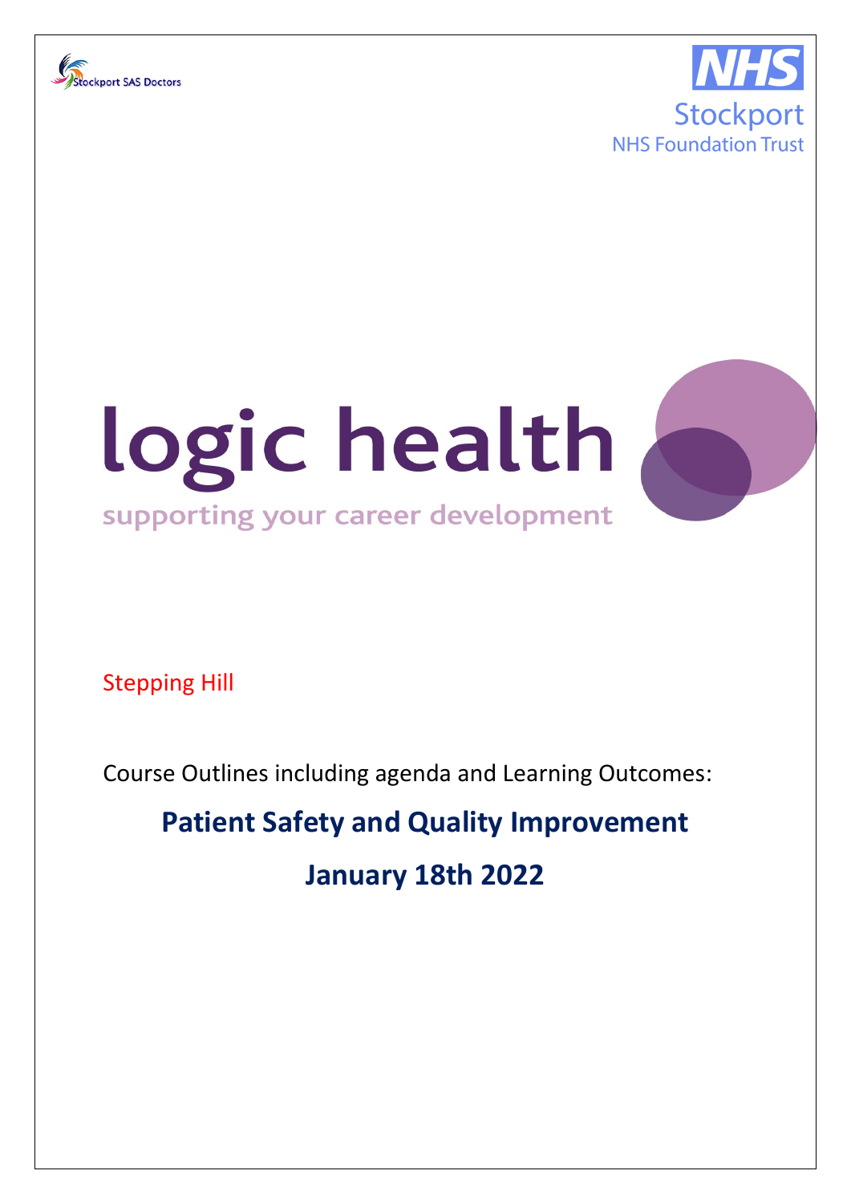Stockport SAS Doctors

NHS Stockport NHS Foundation Trust

# logic health

supporting your career development

Stepping Hill

Course Outlines including agenda and Learning Outcomes:

## Patient Safety and Quality Improvement

## January 18th 2022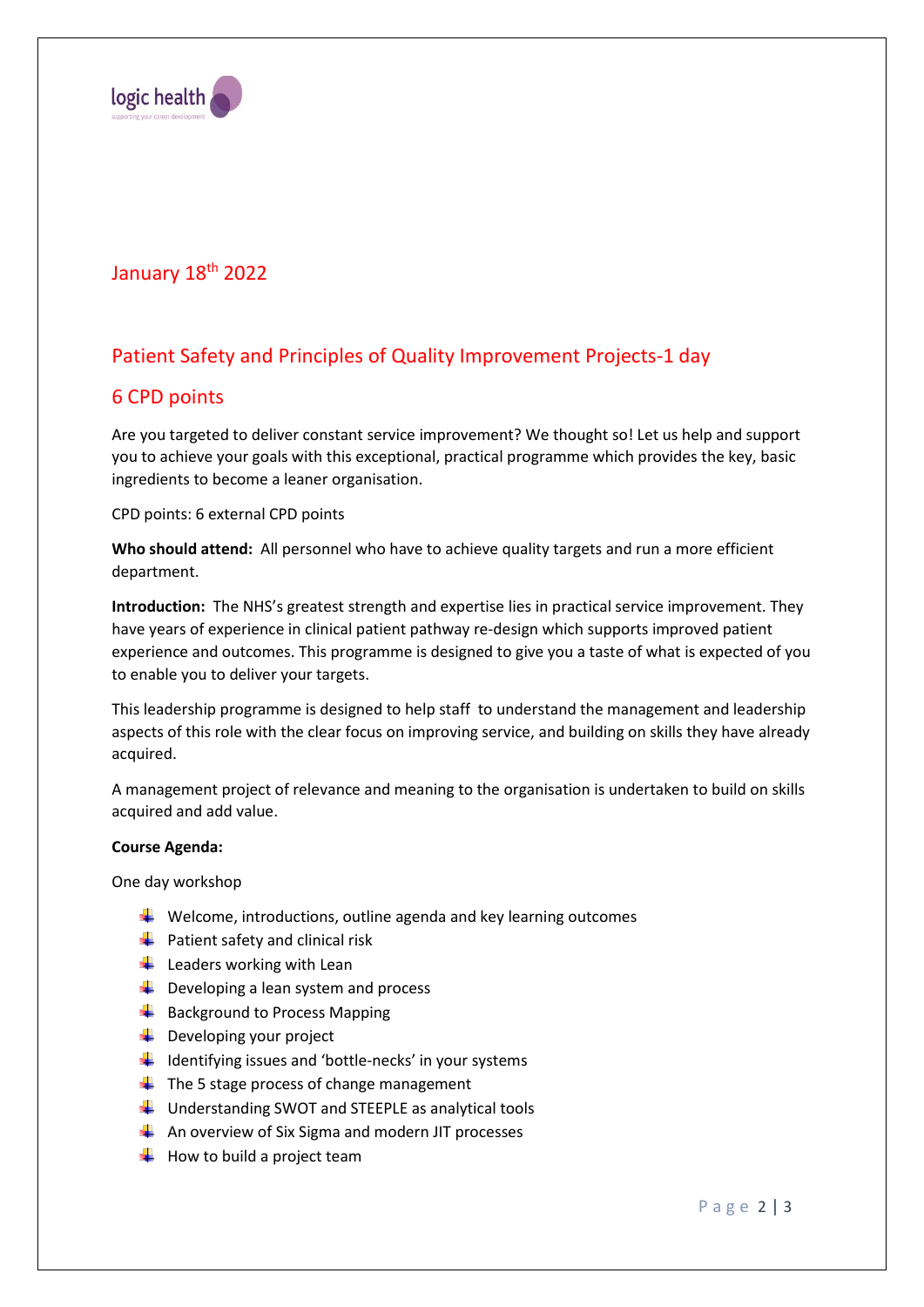## January 18th 2022

## Patient Safety and Principles of Quality Improvement Projects-1 day

## 6 CPD points

Are you targeted to deliver constant service improvement? We thought so! Let us help and support you to achieve your goals with this exceptional, practical programme which provides the key, basic ingredients to become a leaner organisation.

CPD points: 6 external CPD points

**Who should attend:** All personnel who have to achieve quality targets and run a more efficient department.

**Introduction:** The NHS's greatest strength and expertise lies in practical service improvement. They have years of experience in clinical patient pathway re-design which supports improved patient experience and outcomes. This programme is designed to give you a taste of what is expected of you to enable you to deliver your targets.

This leadership programme is designed to help staff to understand the management and leadership aspects of this role with the clear focus on improving service, and building on skills they have already acquired.

A management project of relevance and meaning to the organisation is undertaken to build on skills acquired and add value.

**Course Agenda:**

One day workshop

- Welcome, introductions, outline agenda and key learning outcomes
- Patient safety and clinical risk
- Leaders working with Lean
- Developing a lean system and process
- Background to Process Mapping
- Developing your project
- Identifying issues and 'bottle-necks' in your systems
- The 5 stage process of change management
- Understanding SWOT and STEEPLE as analytical tools
- An overview of Six Sigma and modern JIT processes
- How to build a project team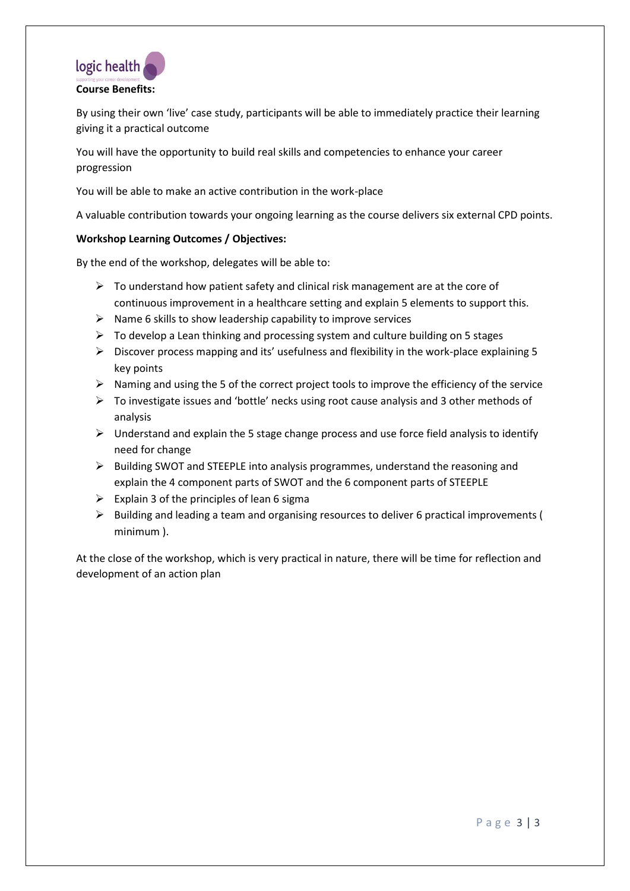**Course Benefits:**

By using their own 'live' case study, participants will be able to immediately practice their learning giving it a practical outcome

You will have the opportunity to build real skills and competencies to enhance your career progression

You will be able to make an active contribution in the work-place

A valuable contribution towards your ongoing learning as the course delivers six external CPD points.

**Workshop Learning Outcomes / Objectives:**

By the end of the workshop, delegates will be able to:

- To understand how patient safety and clinical risk management are at the core of continuous improvement in a healthcare setting and explain 5 elements to support this.
- Name 6 skills to show leadership capability to improve services
- To develop a Lean thinking and processing system and culture building on 5 stages
- Discover process mapping and its' usefulness and flexibility in the work-place explaining 5 key points
- Naming and using the 5 of the correct project tools to improve the efficiency of the service
- To investigate issues and 'bottle' necks using root cause analysis and 3 other methods of analysis
- Understand and explain the 5 stage change process and use force field analysis to identify need for change
- Building SWOT and STEEPLE into analysis programmes, understand the reasoning and explain the 4 component parts of SWOT and the 6 component parts of STEEPLE
- Explain 3 of the principles of lean 6 sigma
- Building and leading a team and organising resources to deliver 6 practical improvements ( minimum ).

At the close of the workshop, which is very practical in nature, there will be time for reflection and development of an action plan